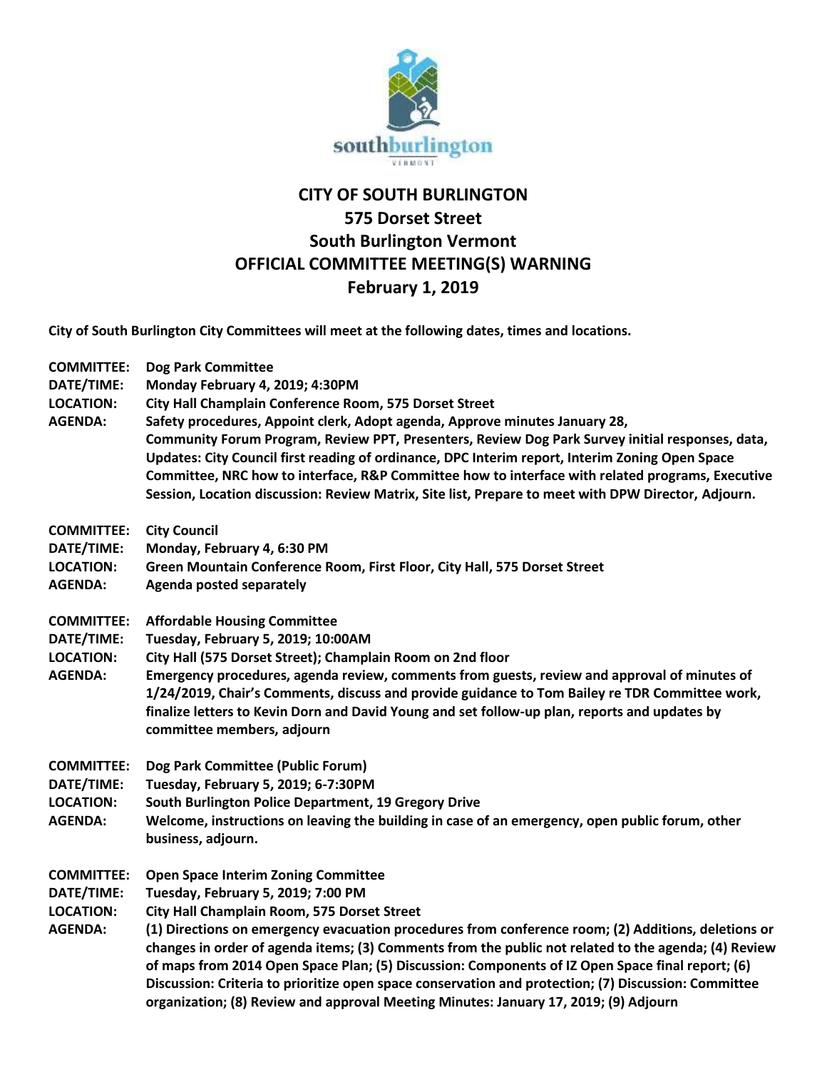# CITY OF SOUTH BURLINGTON
## 575 Dorset Street
## South Burlington Vermont
## OFFICIAL COMMITTEE MEETING(S) WARNING
## February 1, 2019

**City of South Burlington City Committees will meet at the following dates, times and locations.**

**COMMITTEE:** Dog Park Committee
**DATE/TIME:** Monday February 4, 2019; 4:30PM
**LOCATION:** City Hall Champlain Conference Room, 575 Dorset Street
**AGENDA:** Safety procedures, Appoint clerk, Adopt agenda, Approve minutes January 28, Community Forum Program, Review PPT, Presenters, Review Dog Park Survey initial responses, data, Updates: City Council first reading of ordinance, DPC Interim report, Interim Zoning Open Space Committee, NRC how to interface, R&P Committee how to interface with related programs, Executive Session, Location discussion: Review Matrix, Site list, Prepare to meet with DPW Director, Adjourn.

**COMMITTEE:** City Council
**DATE/TIME:** Monday, February 4, 6:30 PM
**LOCATION:** Green Mountain Conference Room, First Floor, City Hall, 575 Dorset Street
**AGENDA:** Agenda posted separately

**COMMITTEE:** Affordable Housing Committee
**DATE/TIME:** Tuesday, February 5, 2019; 10:00AM
**LOCATION:** City Hall (575 Dorset Street); Champlain Room on 2nd floor
**AGENDA:** Emergency procedures, agenda review, comments from guests, review and approval of minutes of 1/24/2019, Chair's Comments, discuss and provide guidance to Tom Bailey re TDR Committee work, finalize letters to Kevin Dorn and David Young and set follow-up plan, reports and updates by committee members, adjourn

**COMMITTEE:** Dog Park Committee (Public Forum)
**DATE/TIME:** Tuesday, February 5, 2019; 6-7:30PM
**LOCATION:** South Burlington Police Department, 19 Gregory Drive
**AGENDA:** Welcome, instructions on leaving the building in case of an emergency, open public forum, other business, adjourn.

**COMMITTEE:** Open Space Interim Zoning Committee
**DATE/TIME:** Tuesday, February 5, 2019; 7:00 PM
**LOCATION:** City Hall Champlain Room, 575 Dorset Street
**AGENDA:** (1) Directions on emergency evacuation procedures from conference room; (2) Additions, deletions or changes in order of agenda items; (3) Comments from the public not related to the agenda; (4) Review of maps from 2014 Open Space Plan; (5) Discussion: Components of IZ Open Space final report; (6) Discussion: Criteria to prioritize open space conservation and protection; (7) Discussion: Committee organization; (8) Review and approval Meeting Minutes: January 17, 2019; (9) Adjourn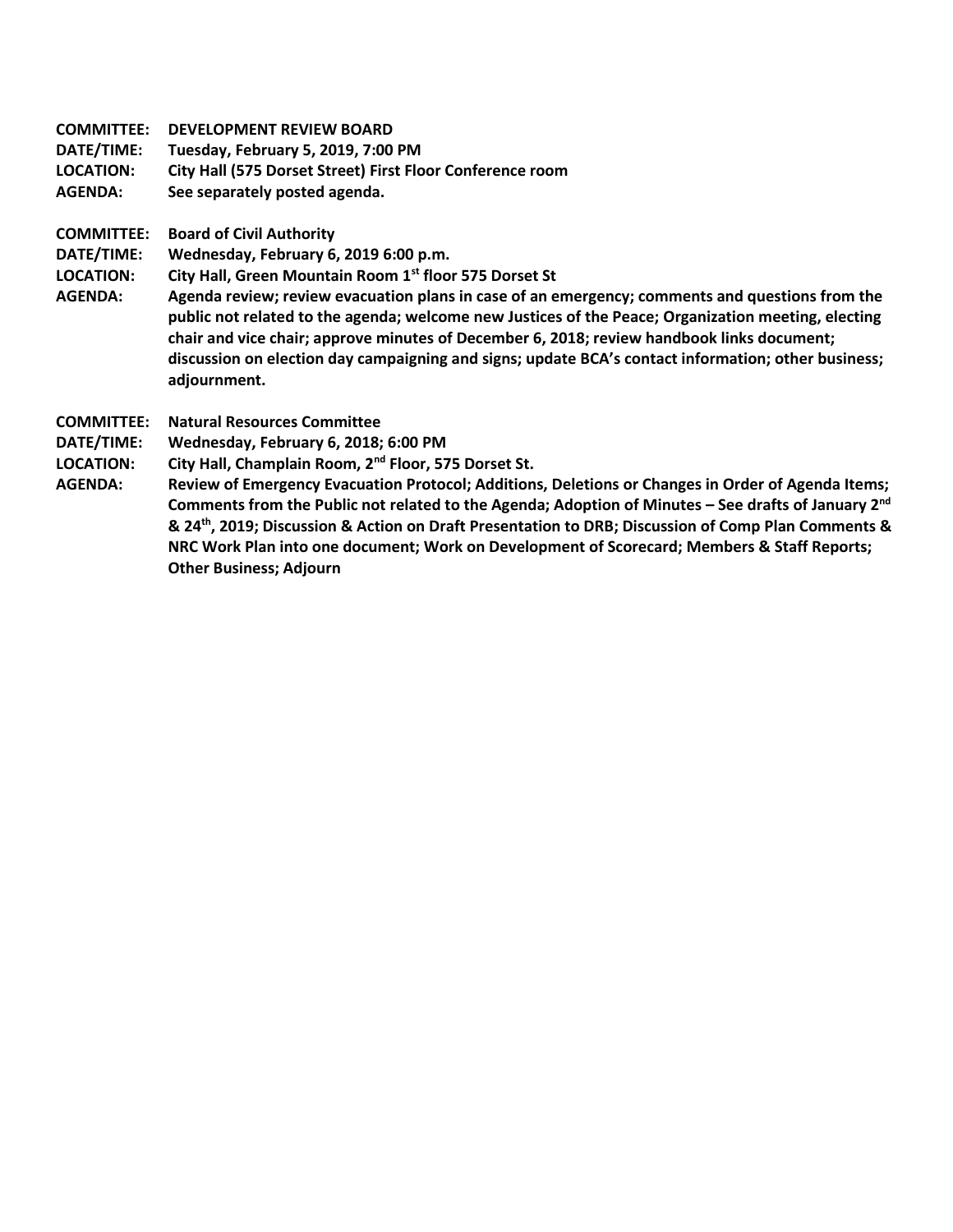**COMMITTEE: DEVELOPMENT REVIEW BOARD**
**DATE/TIME: Tuesday, February 5, 2019, 7:00 PM**
**LOCATION: City Hall (575 Dorset Street) First Floor Conference room**
**AGENDA: See separately posted agenda.**

**COMMITTEE: Board of Civil Authority**
**DATE/TIME: Wednesday, February 6, 2019 6:00 p.m.**
**LOCATION: City Hall, Green Mountain Room 1st floor 575 Dorset St**
**AGENDA: Agenda review; review evacuation plans in case of an emergency; comments and questions from the public not related to the agenda; welcome new Justices of the Peace; Organization meeting, electing chair and vice chair; approve minutes of December 6, 2018; review handbook links document; discussion on election day campaigning and signs; update BCA's contact information; other business; adjournment.**

**COMMITTEE: Natural Resources Committee**
**DATE/TIME: Wednesday, February 6, 2018; 6:00 PM**
**LOCATION: City Hall, Champlain Room, 2nd Floor, 575 Dorset St.**
**AGENDA: Review of Emergency Evacuation Protocol; Additions, Deletions or Changes in Order of Agenda Items; Comments from the Public not related to the Agenda; Adoption of Minutes – See drafts of January 2nd & 24th, 2019; Discussion & Action on Draft Presentation to DRB; Discussion of Comp Plan Comments & NRC Work Plan into one document; Work on Development of Scorecard; Members & Staff Reports; Other Business; Adjourn**